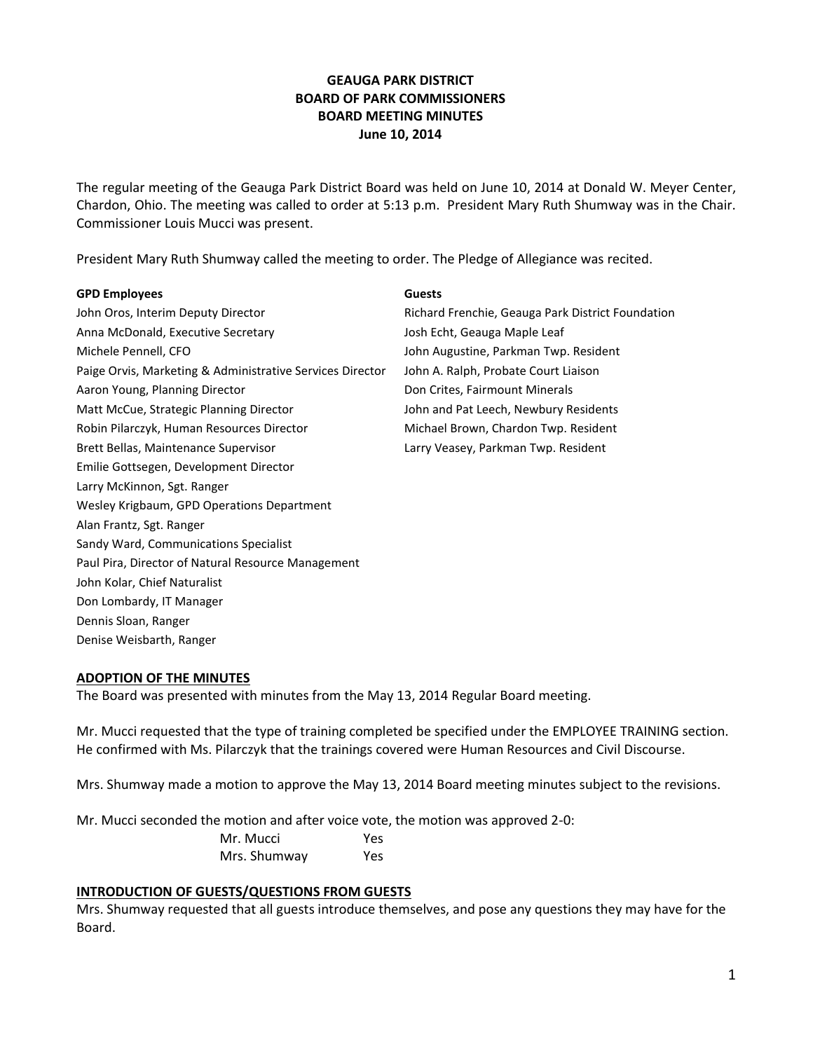# GEAUGA PARK DISTRICT
## BOARD OF PARK COMMISSIONERS
## BOARD MEETING MINUTES
## June 10, 2014

The regular meeting of the Geauga Park District Board was held on June 10, 2014 at Donald W. Meyer Center, Chardon, Ohio. The meeting was called to order at 5:13 p.m. President Mary Ruth Shumway was in the Chair. Commissioner Louis Mucci was present.

President Mary Ruth Shumway called the meeting to order. The Pledge of Allegiance was recited.

**GPD Employees**

John Oros, Interim Deputy Director
Anna McDonald, Executive Secretary
Michele Pennell, CFO
Paige Orvis, Marketing & Administrative Services Director
Aaron Young, Planning Director
Matt McCue, Strategic Planning Director
Robin Pilarczyk, Human Resources Director
Brett Bellas, Maintenance Supervisor
Emilie Gottsegen, Development Director
Larry McKinnon, Sgt. Ranger
Wesley Krigbaum, GPD Operations Department
Alan Frantz, Sgt. Ranger
Sandy Ward, Communications Specialist
Paul Pira, Director of Natural Resource Management
John Kolar, Chief Naturalist
Don Lombardy, IT Manager
Dennis Sloan, Ranger
Denise Weisbarth, Ranger

**Guests**

Richard Frenchie, Geauga Park District Foundation
Josh Echt, Geauga Maple Leaf
John Augustine, Parkman Twp. Resident
John A. Ralph, Probate Court Liaison
Don Crites, Fairmount Minerals
John and Pat Leech, Newbury Residents
Michael Brown, Chardon Twp. Resident
Larry Veasey, Parkman Twp. Resident

**ADOPTION OF THE MINUTES**

The Board was presented with minutes from the May 13, 2014 Regular Board meeting.

Mr. Mucci requested that the type of training completed be specified under the EMPLOYEE TRAINING section. He confirmed with Ms. Pilarczyk that the trainings covered were Human Resources and Civil Discourse.

Mrs. Shumway made a motion to approve the May 13, 2014 Board meeting minutes subject to the revisions.

Mr. Mucci seconded the motion and after voice vote, the motion was approved 2-0:

Mr. Mucci Yes
Mrs. Shumway Yes

**INTRODUCTION OF GUESTS/QUESTIONS FROM GUESTS**

Mrs. Shumway requested that all guests introduce themselves, and pose any questions they may have for the Board.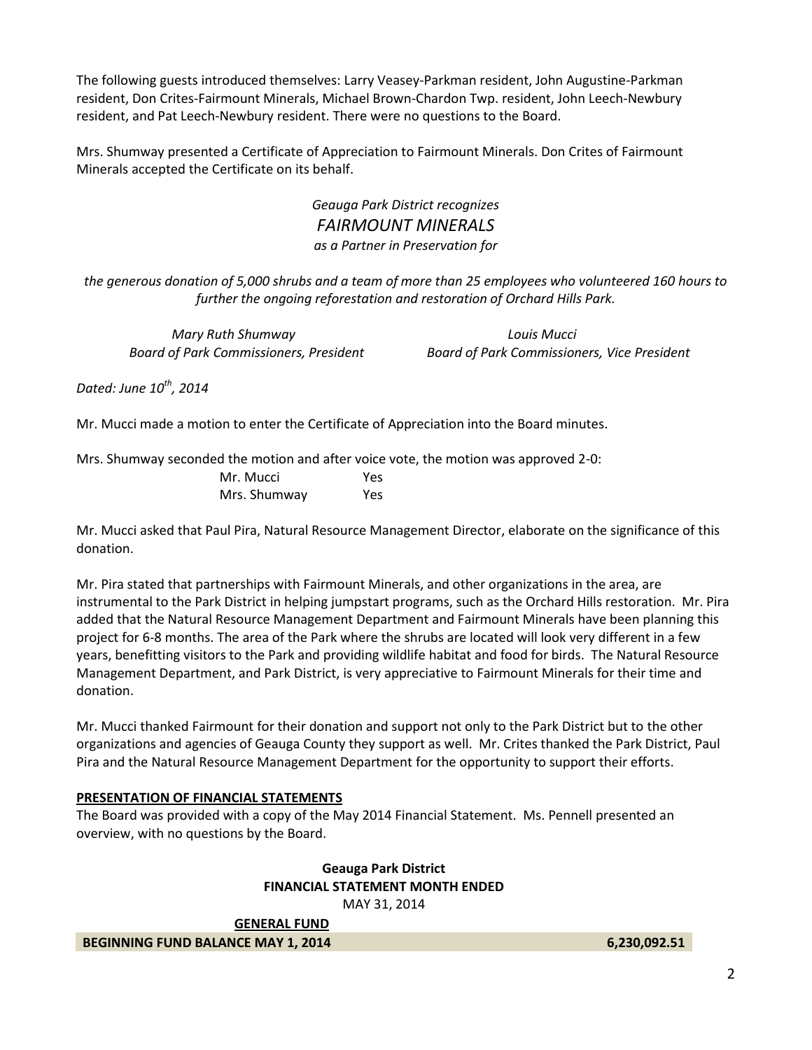The following guests introduced themselves: Larry Veasey-Parkman resident, John Augustine-Parkman resident, Don Crites-Fairmount Minerals, Michael Brown-Chardon Twp. resident, John Leech-Newbury resident, and Pat Leech-Newbury resident. There were no questions to the Board.

Mrs. Shumway presented a Certificate of Appreciation to Fairmount Minerals. Don Crites of Fairmount Minerals accepted the Certificate on its behalf.

*Geauga Park District recognizes*

*FAIRMOUNT MINERALS*

*as a Partner in Preservation for*

*the generous donation of 5,000 shrubs and a team of more than 25 employees who volunteered 160 hours to further the ongoing reforestation and restoration of Orchard Hills Park.*

*Mary Ruth Shumway*
*Board of Park Commissioners, President*

*Louis Mucci*
*Board of Park Commissioners, Vice President*

*Dated: June 10th, 2014*

Mr. Mucci made a motion to enter the Certificate of Appreciation into the Board minutes.

Mrs. Shumway seconded the motion and after voice vote, the motion was approved 2-0:

| | |
|---|---|
| Mr. Mucci | Yes |
| Mrs. Shumway | Yes |

Mr. Mucci asked that Paul Pira, Natural Resource Management Director, elaborate on the significance of this donation.

Mr. Pira stated that partnerships with Fairmount Minerals, and other organizations in the area, are instrumental to the Park District in helping jumpstart programs, such as the Orchard Hills restoration. Mr. Pira added that the Natural Resource Management Department and Fairmount Minerals have been planning this project for 6-8 months. The area of the Park where the shrubs are located will look very different in a few years, benefitting visitors to the Park and providing wildlife habitat and food for birds. The Natural Resource Management Department, and Park District, is very appreciative to Fairmount Minerals for their time and donation.

Mr. Mucci thanked Fairmount for their donation and support not only to the Park District but to the other organizations and agencies of Geauga County they support as well. Mr. Crites thanked the Park District, Paul Pira and the Natural Resource Management Department for the opportunity to support their efforts.

**PRESENTATION OF FINANCIAL STATEMENTS**

The Board was provided with a copy of the May 2014 Financial Statement. Ms. Pennell presented an overview, with no questions by the Board.

**Geauga Park District**
**FINANCIAL STATEMENT MONTH ENDED**
MAY 31, 2014

**GENERAL FUND**

| | |
|---|---|
| **BEGINNING FUND BALANCE MAY 1, 2014** | **6,230,092.51** |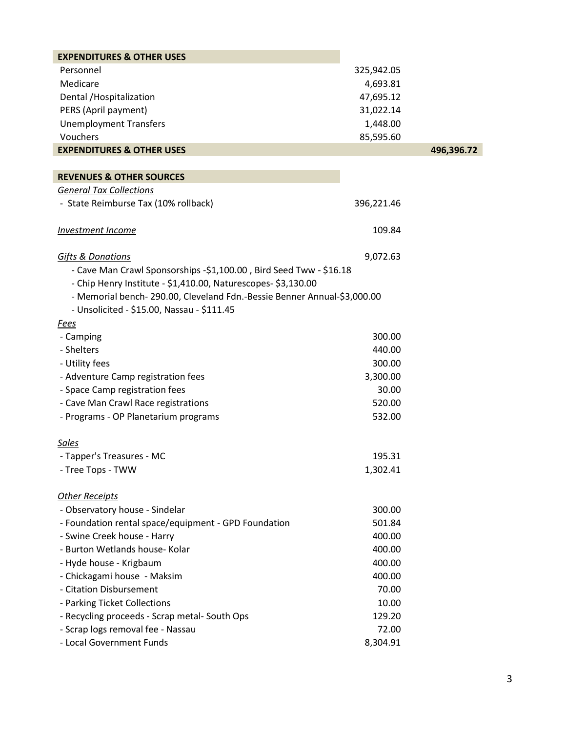| | | |
|---|---|---|
| **EXPENDITURES & OTHER USES** | | |
| Personnel | 325,942.05 | |
| Medicare | 4,693.81 | |
| Dental /Hospitalization | 47,695.12 | |
| PERS (April payment) | 31,022.14 | |
| Unemployment Transfers | 1,448.00 | |
| Vouchers | 85,595.60 | |
| **EXPENDITURES & OTHER USES** | | **496,396.72** |

| | | |
|---|---|---|
| **REVENUES & OTHER SOURCES** | | |
| *General Tax Collections* | | |
| - State Reimburse Tax (10% rollback) | 396,221.46 | |
| *Investment Income* | 109.84 | |
| *Gifts & Donations* | 9,072.63 | |
| - Cave Man Crawl Sponsorships -$1,100.00 , Bird Seed Tww - $16.18 | | |
| - Chip Henry Institute - $1,410.00, Naturescopes- $3,130.00 | | |
| - Memorial bench- 290.00, Cleveland Fdn.-Bessie Benner Annual-$3,000.00 | | |
| - Unsolicited - $15.00, Nassau - $111.45 | | |
| *Fees* | | |
| - Camping | 300.00 | |
| - Shelters | 440.00 | |
| - Utility fees | 300.00 | |
| - Adventure Camp registration fees | 3,300.00 | |
| - Space Camp registration fees | 30.00 | |
| - Cave Man Crawl Race registrations | 520.00 | |
| - Programs - OP Planetarium programs | 532.00 | |
| *Sales* | | |
| - Tapper's Treasures - MC | 195.31 | |
| - Tree Tops - TWW | 1,302.41 | |
| *Other Receipts* | | |
| - Observatory house - Sindelar | 300.00 | |
| - Foundation rental space/equipment - GPD Foundation | 501.84 | |
| - Swine Creek house - Harry | 400.00 | |
| - Burton Wetlands house- Kolar | 400.00 | |
| - Hyde house - Krigbaum | 400.00 | |
| - Chickagami house - Maksim | 400.00 | |
| - Citation Disbursement | 70.00 | |
| - Parking Ticket Collections | 10.00 | |
| - Recycling proceeds - Scrap metal- South Ops | 129.20 | |
| - Scrap logs removal fee - Nassau | 72.00 | |
| - Local Government Funds | 8,304.91 | |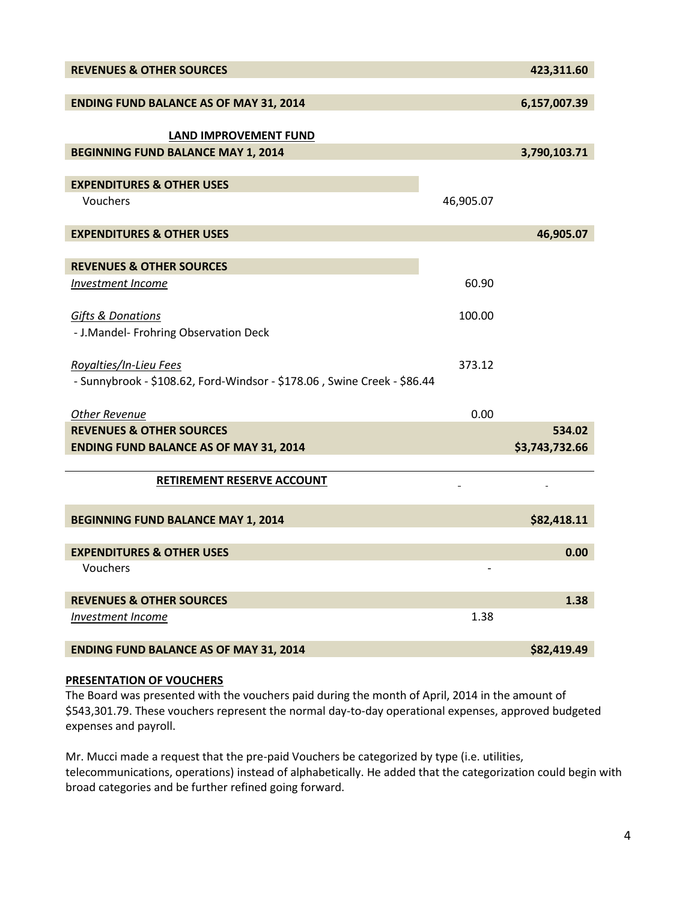| | | |
|---|---|---|
| **REVENUES & OTHER SOURCES** | | **423,311.60** |
| **ENDING FUND BALANCE AS OF MAY 31, 2014** | | **6,157,007.39** |

**LAND IMPROVEMENT FUND**

| | | |
|---|---|---|
| **BEGINNING FUND BALANCE MAY 1, 2014** | | **3,790,103.71** |
| **EXPENDITURES & OTHER USES** | | |
| Vouchers | 46,905.07 | |
| **EXPENDITURES & OTHER USES** | | **46,905.07** |
| **REVENUES & OTHER SOURCES** | | |
| *Investment Income* | 60.90 | |
| *Gifts & Donations* | 100.00 | |
| - J.Mandel- Frohring Observation Deck | | |
| *Royalties/In-Lieu Fees* | 373.12 | |
| - Sunnybrook - $108.62, Ford-Windsor - $178.06 , Swine Creek - $86.44 | | |
| *Other Revenue* | 0.00 | |
| **REVENUES & OTHER SOURCES** | | **534.02** |
| **ENDING FUND BALANCE AS OF MAY 31, 2014** | | **$3,743,732.66** |

**RETIREMENT RESERVE ACCOUNT**

| | | |
|---|---|---|
| **BEGINNING FUND BALANCE MAY 1, 2014** | | **$82,418.11** |
| **EXPENDITURES & OTHER USES** | | **0.00** |
| Vouchers | - | |
| **REVENUES & OTHER SOURCES** | | **1.38** |
| *Investment Income* | 1.38 | |
| **ENDING FUND BALANCE AS OF MAY 31, 2014** | | **$82,419.49** |

**PRESENTATION OF VOUCHERS**

The Board was presented with the vouchers paid during the month of April, 2014 in the amount of $543,301.79. These vouchers represent the normal day-to-day operational expenses, approved budgeted expenses and payroll.

Mr. Mucci made a request that the pre-paid Vouchers be categorized by type (i.e. utilities, telecommunications, operations) instead of alphabetically. He added that the categorization could begin with broad categories and be further refined going forward.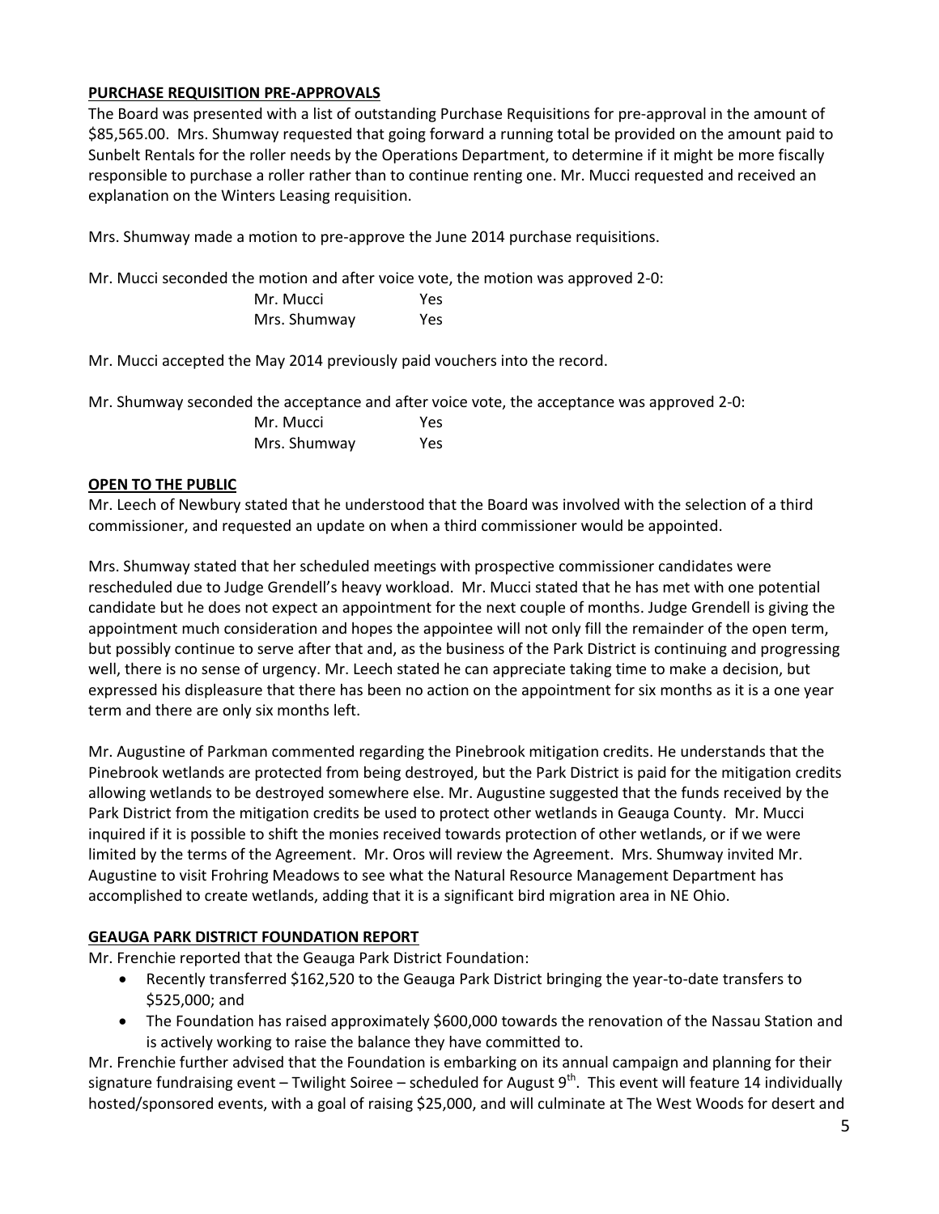**PURCHASE REQUISITION PRE-APPROVALS**

The Board was presented with a list of outstanding Purchase Requisitions for pre-approval in the amount of $85,565.00. Mrs. Shumway requested that going forward a running total be provided on the amount paid to Sunbelt Rentals for the roller needs by the Operations Department, to determine if it might be more fiscally responsible to purchase a roller rather than to continue renting one. Mr. Mucci requested and received an explanation on the Winters Leasing requisition.

Mrs. Shumway made a motion to pre-approve the June 2014 purchase requisitions.

Mr. Mucci seconded the motion and after voice vote, the motion was approved 2-0:

| | |
|---|---|
| Mr. Mucci | Yes |
| Mrs. Shumway | Yes |

Mr. Mucci accepted the May 2014 previously paid vouchers into the record.

Mr. Shumway seconded the acceptance and after voice vote, the acceptance was approved 2-0:

| | |
|---|---|
| Mr. Mucci | Yes |
| Mrs. Shumway | Yes |

**OPEN TO THE PUBLIC**

Mr. Leech of Newbury stated that he understood that the Board was involved with the selection of a third commissioner, and requested an update on when a third commissioner would be appointed.

Mrs. Shumway stated that her scheduled meetings with prospective commissioner candidates were rescheduled due to Judge Grendell's heavy workload. Mr. Mucci stated that he has met with one potential candidate but he does not expect an appointment for the next couple of months. Judge Grendell is giving the appointment much consideration and hopes the appointee will not only fill the remainder of the open term, but possibly continue to serve after that and, as the business of the Park District is continuing and progressing well, there is no sense of urgency. Mr. Leech stated he can appreciate taking time to make a decision, but expressed his displeasure that there has been no action on the appointment for six months as it is a one year term and there are only six months left.

Mr. Augustine of Parkman commented regarding the Pinebrook mitigation credits. He understands that the Pinebrook wetlands are protected from being destroyed, but the Park District is paid for the mitigation credits allowing wetlands to be destroyed somewhere else. Mr. Augustine suggested that the funds received by the Park District from the mitigation credits be used to protect other wetlands in Geauga County. Mr. Mucci inquired if it is possible to shift the monies received towards protection of other wetlands, or if we were limited by the terms of the Agreement. Mr. Oros will review the Agreement. Mrs. Shumway invited Mr. Augustine to visit Frohring Meadows to see what the Natural Resource Management Department has accomplished to create wetlands, adding that it is a significant bird migration area in NE Ohio.

**GEAUGA PARK DISTRICT FOUNDATION REPORT**

Mr. Frenchie reported that the Geauga Park District Foundation:

- Recently transferred $162,520 to the Geauga Park District bringing the year-to-date transfers to $525,000; and
- The Foundation has raised approximately $600,000 towards the renovation of the Nassau Station and is actively working to raise the balance they have committed to.

Mr. Frenchie further advised that the Foundation is embarking on its annual campaign and planning for their signature fundraising event – Twilight Soiree – scheduled for August 9th. This event will feature 14 individually hosted/sponsored events, with a goal of raising $25,000, and will culminate at The West Woods for desert and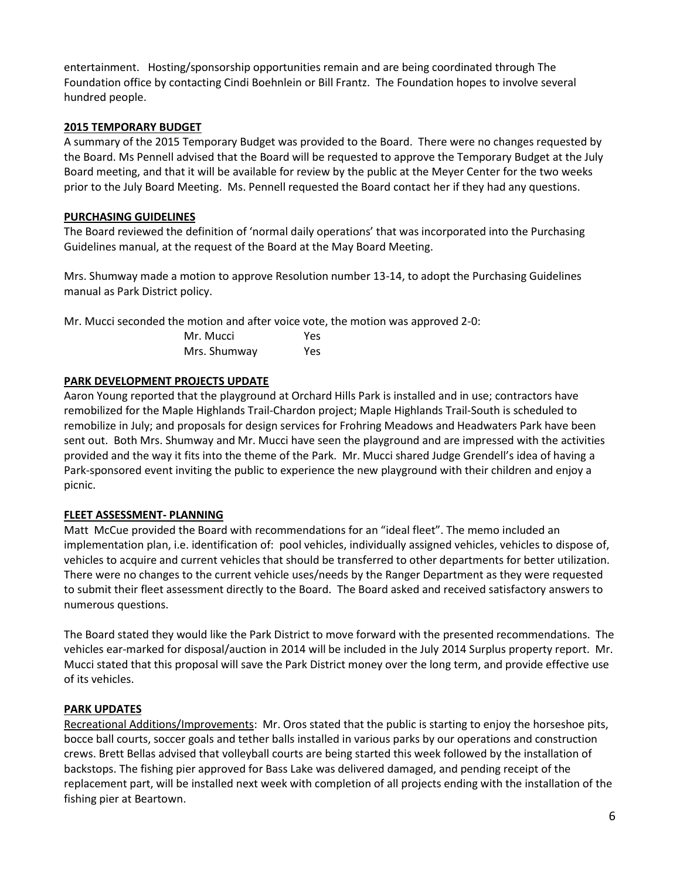entertainment. Hosting/sponsorship opportunities remain and are being coordinated through The Foundation office by contacting Cindi Boehnlein or Bill Frantz. The Foundation hopes to involve several hundred people.

**2015 TEMPORARY BUDGET**

A summary of the 2015 Temporary Budget was provided to the Board. There were no changes requested by the Board. Ms Pennell advised that the Board will be requested to approve the Temporary Budget at the July Board meeting, and that it will be available for review by the public at the Meyer Center for the two weeks prior to the July Board Meeting. Ms. Pennell requested the Board contact her if they had any questions.

**PURCHASING GUIDELINES**

The Board reviewed the definition of 'normal daily operations' that was incorporated into the Purchasing Guidelines manual, at the request of the Board at the May Board Meeting.

Mrs. Shumway made a motion to approve Resolution number 13-14, to adopt the Purchasing Guidelines manual as Park District policy.

Mr. Mucci seconded the motion and after voice vote, the motion was approved 2-0:

| | |
|---|---|
| Mr. Mucci | Yes |
| Mrs. Shumway | Yes |

**PARK DEVELOPMENT PROJECTS UPDATE**

Aaron Young reported that the playground at Orchard Hills Park is installed and in use; contractors have remobilized for the Maple Highlands Trail-Chardon project; Maple Highlands Trail-South is scheduled to remobilize in July; and proposals for design services for Frohring Meadows and Headwaters Park have been sent out. Both Mrs. Shumway and Mr. Mucci have seen the playground and are impressed with the activities provided and the way it fits into the theme of the Park. Mr. Mucci shared Judge Grendell's idea of having a Park-sponsored event inviting the public to experience the new playground with their children and enjoy a picnic.

**FLEET ASSESSMENT- PLANNING**

Matt McCue provided the Board with recommendations for an "ideal fleet". The memo included an implementation plan, i.e. identification of: pool vehicles, individually assigned vehicles, vehicles to dispose of, vehicles to acquire and current vehicles that should be transferred to other departments for better utilization. There were no changes to the current vehicle uses/needs by the Ranger Department as they were requested to submit their fleet assessment directly to the Board. The Board asked and received satisfactory answers to numerous questions.

The Board stated they would like the Park District to move forward with the presented recommendations. The vehicles ear-marked for disposal/auction in 2014 will be included in the July 2014 Surplus property report. Mr. Mucci stated that this proposal will save the Park District money over the long term, and provide effective use of its vehicles.

**PARK UPDATES**

Recreational Additions/Improvements: Mr. Oros stated that the public is starting to enjoy the horseshoe pits, bocce ball courts, soccer goals and tether balls installed in various parks by our operations and construction crews. Brett Bellas advised that volleyball courts are being started this week followed by the installation of backstops. The fishing pier approved for Bass Lake was delivered damaged, and pending receipt of the replacement part, will be installed next week with completion of all projects ending with the installation of the fishing pier at Beartown.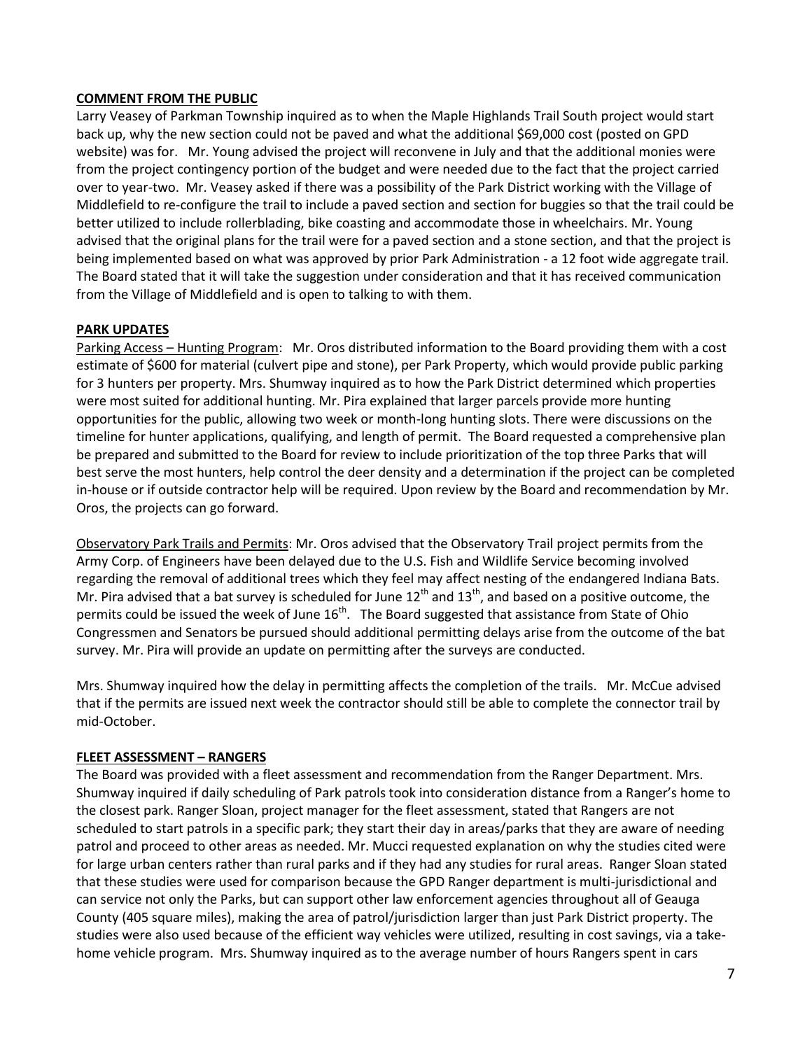## COMMENT FROM THE PUBLIC

Larry Veasey of Parkman Township inquired as to when the Maple Highlands Trail South project would start back up, why the new section could not be paved and what the additional $69,000 cost (posted on GPD website) was for. Mr. Young advised the project will reconvene in July and that the additional monies were from the project contingency portion of the budget and were needed due to the fact that the project carried over to year-two. Mr. Veasey asked if there was a possibility of the Park District working with the Village of Middlefield to re-configure the trail to include a paved section and section for buggies so that the trail could be better utilized to include rollerblading, bike coasting and accommodate those in wheelchairs. Mr. Young advised that the original plans for the trail were for a paved section and a stone section, and that the project is being implemented based on what was approved by prior Park Administration - a 12 foot wide aggregate trail. The Board stated that it will take the suggestion under consideration and that it has received communication from the Village of Middlefield and is open to talking to with them.

## PARK UPDATES

Parking Access – Hunting Program: Mr. Oros distributed information to the Board providing them with a cost estimate of $600 for material (culvert pipe and stone), per Park Property, which would provide public parking for 3 hunters per property. Mrs. Shumway inquired as to how the Park District determined which properties were most suited for additional hunting. Mr. Pira explained that larger parcels provide more hunting opportunities for the public, allowing two week or month-long hunting slots. There were discussions on the timeline for hunter applications, qualifying, and length of permit. The Board requested a comprehensive plan be prepared and submitted to the Board for review to include prioritization of the top three Parks that will best serve the most hunters, help control the deer density and a determination if the project can be completed in-house or if outside contractor help will be required. Upon review by the Board and recommendation by Mr. Oros, the projects can go forward.

Observatory Park Trails and Permits: Mr. Oros advised that the Observatory Trail project permits from the Army Corp. of Engineers have been delayed due to the U.S. Fish and Wildlife Service becoming involved regarding the removal of additional trees which they feel may affect nesting of the endangered Indiana Bats. Mr. Pira advised that a bat survey is scheduled for June 12th and 13th, and based on a positive outcome, the permits could be issued the week of June 16th. The Board suggested that assistance from State of Ohio Congressmen and Senators be pursued should additional permitting delays arise from the outcome of the bat survey. Mr. Pira will provide an update on permitting after the surveys are conducted.

Mrs. Shumway inquired how the delay in permitting affects the completion of the trails. Mr. McCue advised that if the permits are issued next week the contractor should still be able to complete the connector trail by mid-October.

## FLEET ASSESSMENT – RANGERS

The Board was provided with a fleet assessment and recommendation from the Ranger Department. Mrs. Shumway inquired if daily scheduling of Park patrols took into consideration distance from a Ranger's home to the closest park. Ranger Sloan, project manager for the fleet assessment, stated that Rangers are not scheduled to start patrols in a specific park; they start their day in areas/parks that they are aware of needing patrol and proceed to other areas as needed. Mr. Mucci requested explanation on why the studies cited were for large urban centers rather than rural parks and if they had any studies for rural areas. Ranger Sloan stated that these studies were used for comparison because the GPD Ranger department is multi-jurisdictional and can service not only the Parks, but can support other law enforcement agencies throughout all of Geauga County (405 square miles), making the area of patrol/jurisdiction larger than just Park District property. The studies were also used because of the efficient way vehicles were utilized, resulting in cost savings, via a take-home vehicle program. Mrs. Shumway inquired as to the average number of hours Rangers spent in cars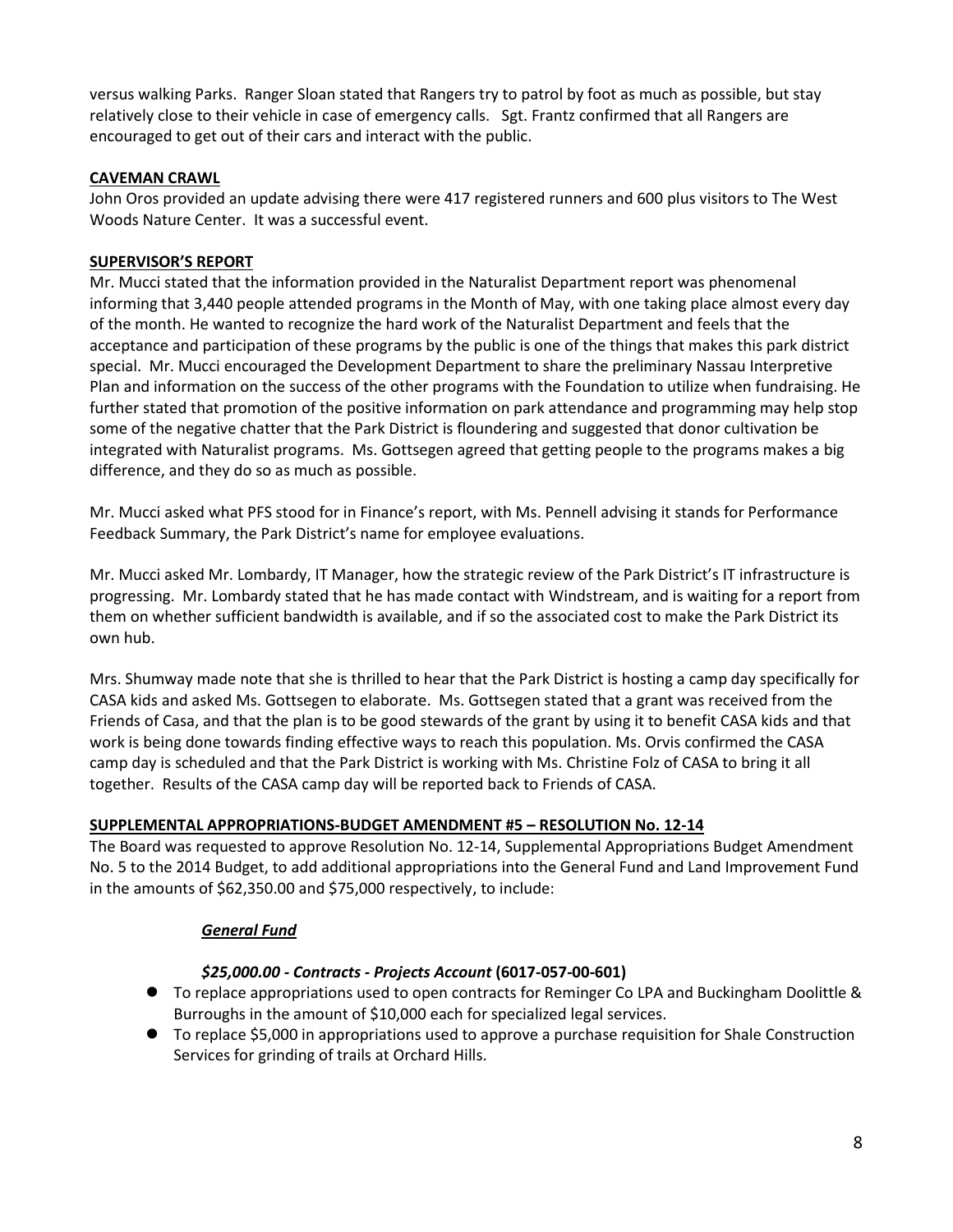versus walking Parks. Ranger Sloan stated that Rangers try to patrol by foot as much as possible, but stay relatively close to their vehicle in case of emergency calls. Sgt. Frantz confirmed that all Rangers are encouraged to get out of their cars and interact with the public.

**CAVEMAN CRAWL**

John Oros provided an update advising there were 417 registered runners and 600 plus visitors to The West Woods Nature Center. It was a successful event.

**SUPERVISOR'S REPORT**

Mr. Mucci stated that the information provided in the Naturalist Department report was phenomenal informing that 3,440 people attended programs in the Month of May, with one taking place almost every day of the month. He wanted to recognize the hard work of the Naturalist Department and feels that the acceptance and participation of these programs by the public is one of the things that makes this park district special. Mr. Mucci encouraged the Development Department to share the preliminary Nassau Interpretive Plan and information on the success of the other programs with the Foundation to utilize when fundraising. He further stated that promotion of the positive information on park attendance and programming may help stop some of the negative chatter that the Park District is floundering and suggested that donor cultivation be integrated with Naturalist programs. Ms. Gottsegen agreed that getting people to the programs makes a big difference, and they do so as much as possible.

Mr. Mucci asked what PFS stood for in Finance's report, with Ms. Pennell advising it stands for Performance Feedback Summary, the Park District's name for employee evaluations.

Mr. Mucci asked Mr. Lombardy, IT Manager, how the strategic review of the Park District's IT infrastructure is progressing. Mr. Lombardy stated that he has made contact with Windstream, and is waiting for a report from them on whether sufficient bandwidth is available, and if so the associated cost to make the Park District its own hub.

Mrs. Shumway made note that she is thrilled to hear that the Park District is hosting a camp day specifically for CASA kids and asked Ms. Gottsegen to elaborate. Ms. Gottsegen stated that a grant was received from the Friends of Casa, and that the plan is to be good stewards of the grant by using it to benefit CASA kids and that work is being done towards finding effective ways to reach this population. Ms. Orvis confirmed the CASA camp day is scheduled and that the Park District is working with Ms. Christine Folz of CASA to bring it all together. Results of the CASA camp day will be reported back to Friends of CASA.

**SUPPLEMENTAL APPROPRIATIONS-BUDGET AMENDMENT #5 – RESOLUTION No. 12-14**

The Board was requested to approve Resolution No. 12-14, Supplemental Appropriations Budget Amendment No. 5 to the 2014 Budget, to add additional appropriations into the General Fund and Land Improvement Fund in the amounts of $62,350.00 and $75,000 respectively, to include:

***General Fund***

***$25,000.00 - Contracts - Projects Account*** **(6017-057-00-601)**

- To replace appropriations used to open contracts for Reminger Co LPA and Buckingham Doolittle & Burroughs in the amount of $10,000 each for specialized legal services.
- To replace $5,000 in appropriations used to approve a purchase requisition for Shale Construction Services for grinding of trails at Orchard Hills.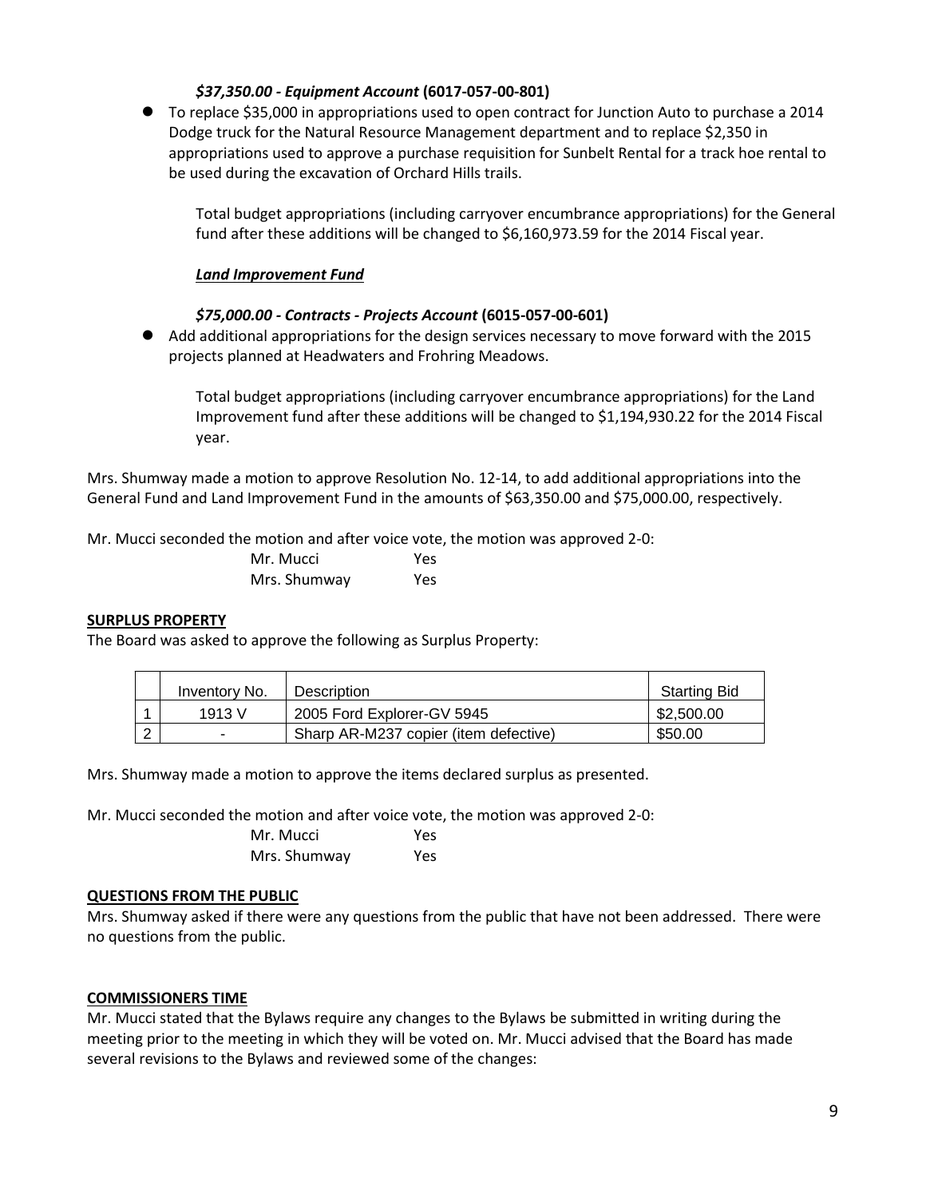***$37,350.00 - Equipment Account* (6017-057-00-801)**

- To replace $35,000 in appropriations used to open contract for Junction Auto to purchase a 2014 Dodge truck for the Natural Resource Management department and to replace $2,350 in appropriations used to approve a purchase requisition for Sunbelt Rental for a track hoe rental to be used during the excavation of Orchard Hills trails.

  Total budget appropriations (including carryover encumbrance appropriations) for the General fund after these additions will be changed to $6,160,973.59 for the 2014 Fiscal year.

***Land Improvement Fund***

***$75,000.00 - Contracts - Projects Account* (6015-057-00-601)**

- Add additional appropriations for the design services necessary to move forward with the 2015 projects planned at Headwaters and Frohring Meadows.

  Total budget appropriations (including carryover encumbrance appropriations) for the Land Improvement fund after these additions will be changed to $1,194,930.22 for the 2014 Fiscal year.

Mrs. Shumway made a motion to approve Resolution No. 12-14, to add additional appropriations into the General Fund and Land Improvement Fund in the amounts of $63,350.00 and $75,000.00, respectively.

Mr. Mucci seconded the motion and after voice vote, the motion was approved 2-0:

Mr. Mucci Yes
Mrs. Shumway Yes

**SURPLUS PROPERTY**

The Board was asked to approve the following as Surplus Property:

| | Inventory No. | Description | Starting Bid |
|---|---|---|---|
| 1 | 1913 V | 2005 Ford Explorer-GV 5945 | $2,500.00 |
| 2 | - | Sharp AR-M237 copier (item defective) | $50.00 |

Mrs. Shumway made a motion to approve the items declared surplus as presented.

Mr. Mucci seconded the motion and after voice vote, the motion was approved 2-0:

Mr. Mucci Yes
Mrs. Shumway Yes

**QUESTIONS FROM THE PUBLIC**

Mrs. Shumway asked if there were any questions from the public that have not been addressed. There were no questions from the public.

**COMMISSIONERS TIME**

Mr. Mucci stated that the Bylaws require any changes to the Bylaws be submitted in writing during the meeting prior to the meeting in which they will be voted on. Mr. Mucci advised that the Board has made several revisions to the Bylaws and reviewed some of the changes: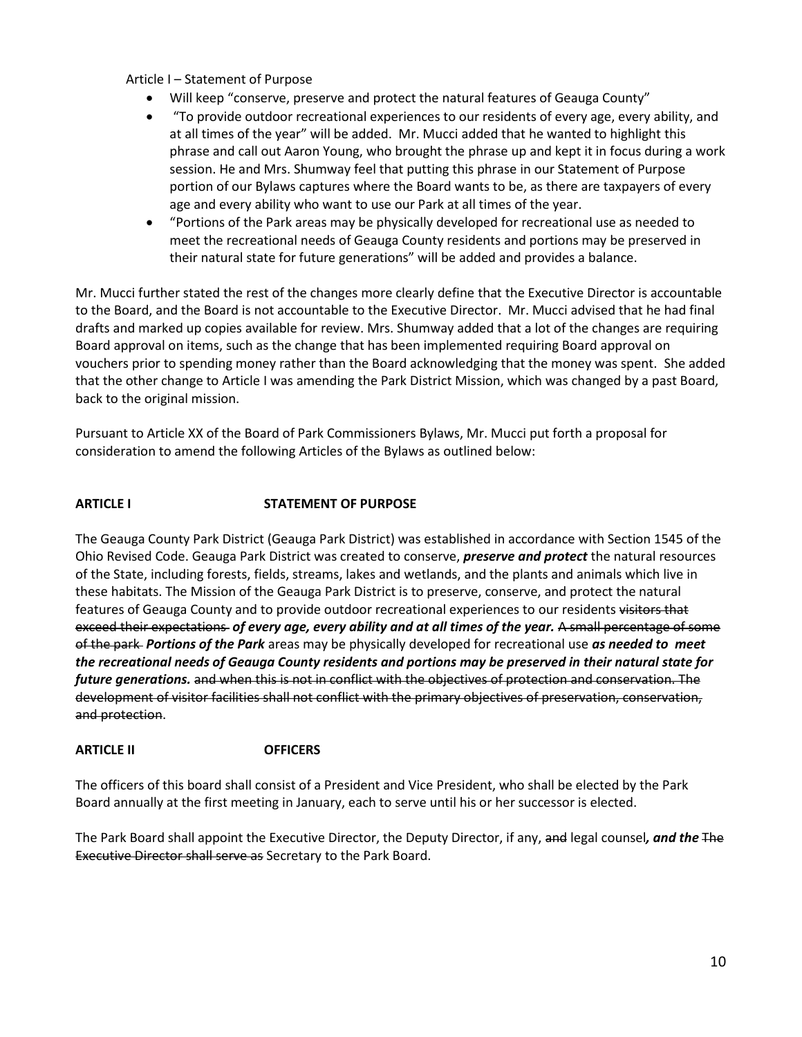Article I – Statement of Purpose

- Will keep "conserve, preserve and protect the natural features of Geauga County"
- "To provide outdoor recreational experiences to our residents of every age, every ability, and at all times of the year" will be added. Mr. Mucci added that he wanted to highlight this phrase and call out Aaron Young, who brought the phrase up and kept it in focus during a work session. He and Mrs. Shumway feel that putting this phrase in our Statement of Purpose portion of our Bylaws captures where the Board wants to be, as there are taxpayers of every age and every ability who want to use our Park at all times of the year.
- "Portions of the Park areas may be physically developed for recreational use as needed to meet the recreational needs of Geauga County residents and portions may be preserved in their natural state for future generations" will be added and provides a balance.

Mr. Mucci further stated the rest of the changes more clearly define that the Executive Director is accountable to the Board, and the Board is not accountable to the Executive Director. Mr. Mucci advised that he had final drafts and marked up copies available for review. Mrs. Shumway added that a lot of the changes are requiring Board approval on items, such as the change that has been implemented requiring Board approval on vouchers prior to spending money rather than the Board acknowledging that the money was spent. She added that the other change to Article I was amending the Park District Mission, which was changed by a past Board, back to the original mission.

Pursuant to Article XX of the Board of Park Commissioners Bylaws, Mr. Mucci put forth a proposal for consideration to amend the following Articles of the Bylaws as outlined below:

**ARTICLE I STATEMENT OF PURPOSE**

The Geauga County Park District (Geauga Park District) was established in accordance with Section 1545 of the Ohio Revised Code. Geauga Park District was created to conserve, ***preserve and protect*** the natural resources of the State, including forests, fields, streams, lakes and wetlands, and the plants and animals which live in these habitats. The Mission of the Geauga Park District is to preserve, conserve, and protect the natural features of Geauga County and to provide outdoor recreational experiences to our residents ~~visitors that exceed their expectations~~ ***of every age, every ability and at all times of the year.*** ~~A small percentage of some of the park~~ ***Portions of the Park*** areas may be physically developed for recreational use ***as needed to meet the recreational needs of Geauga County residents and portions may be preserved in their natural state for future generations.*** ~~and when this is not in conflict with the objectives of protection and conservation. The development of visitor facilities shall not conflict with the primary objectives of preservation, conservation, and protection~~.

**ARTICLE II OFFICERS**

The officers of this board shall consist of a President and Vice President, who shall be elected by the Park Board annually at the first meeting in January, each to serve until his or her successor is elected.

The Park Board shall appoint the Executive Director, the Deputy Director, if any, ~~and~~ legal counsel***, and the*** ~~The Executive Director shall serve as~~ Secretary to the Park Board.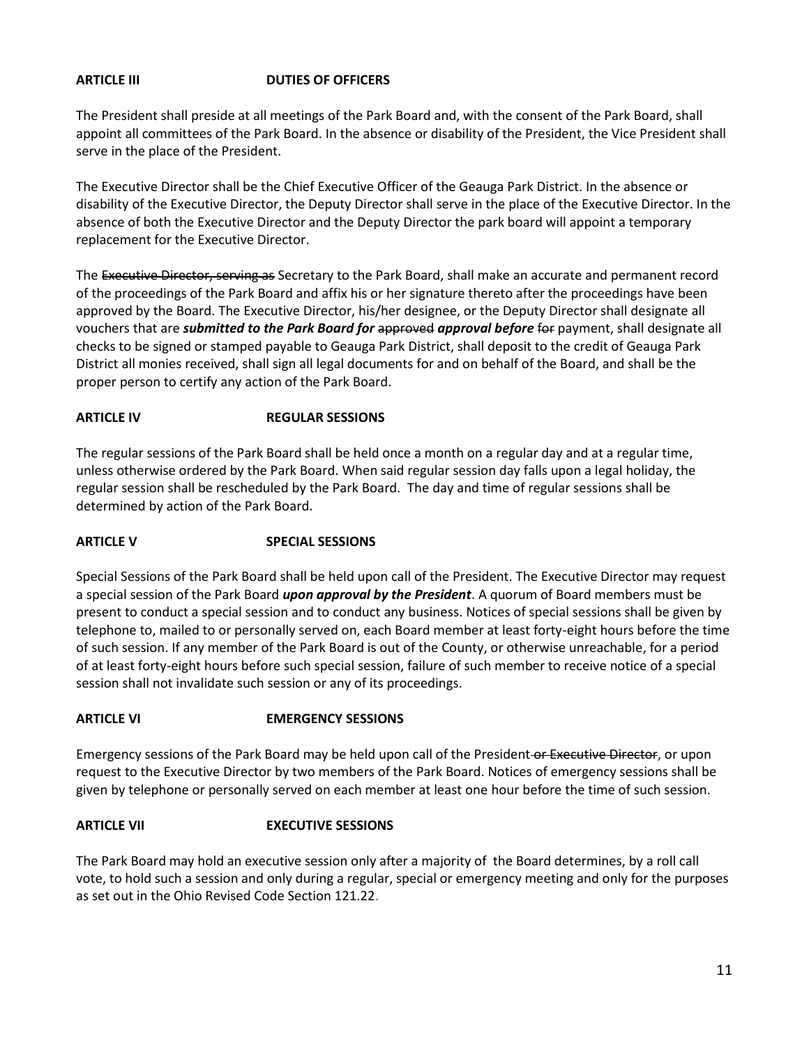**ARTICLE III DUTIES OF OFFICERS**

The President shall preside at all meetings of the Park Board and, with the consent of the Park Board, shall appoint all committees of the Park Board. In the absence or disability of the President, the Vice President shall serve in the place of the President.

The Executive Director shall be the Chief Executive Officer of the Geauga Park District. In the absence or disability of the Executive Director, the Deputy Director shall serve in the place of the Executive Director. In the absence of both the Executive Director and the Deputy Director the park board will appoint a temporary replacement for the Executive Director.

The ~~Executive Director, serving as~~ Secretary to the Park Board, shall make an accurate and permanent record of the proceedings of the Park Board and affix his or her signature thereto after the proceedings have been approved by the Board. The Executive Director, his/her designee, or the Deputy Director shall designate all vouchers that are ***submitted to the Park Board for*** ~~approved~~ ***approval before*** ~~for~~ payment, shall designate all checks to be signed or stamped payable to Geauga Park District, shall deposit to the credit of Geauga Park District all monies received, shall sign all legal documents for and on behalf of the Board, and shall be the proper person to certify any action of the Park Board.

**ARTICLE IV REGULAR SESSIONS**

The regular sessions of the Park Board shall be held once a month on a regular day and at a regular time, unless otherwise ordered by the Park Board. When said regular session day falls upon a legal holiday, the regular session shall be rescheduled by the Park Board. The day and time of regular sessions shall be determined by action of the Park Board.

**ARTICLE V SPECIAL SESSIONS**

Special Sessions of the Park Board shall be held upon call of the President. The Executive Director may request a special session of the Park Board ***upon approval by the President***. A quorum of Board members must be present to conduct a special session and to conduct any business. Notices of special sessions shall be given by telephone to, mailed to or personally served on, each Board member at least forty-eight hours before the time of such session. If any member of the Park Board is out of the County, or otherwise unreachable, for a period of at least forty-eight hours before such special session, failure of such member to receive notice of a special session shall not invalidate such session or any of its proceedings.

**ARTICLE VI EMERGENCY SESSIONS**

Emergency sessions of the Park Board may be held upon call of the President ~~or Executive Director~~, or upon request to the Executive Director by two members of the Park Board. Notices of emergency sessions shall be given by telephone or personally served on each member at least one hour before the time of such session.

**ARTICLE VII EXECUTIVE SESSIONS**

The Park Board may hold an executive session only after a majority of the Board determines, by a roll call vote, to hold such a session and only during a regular, special or emergency meeting and only for the purposes as set out in the Ohio Revised Code Section 121.22.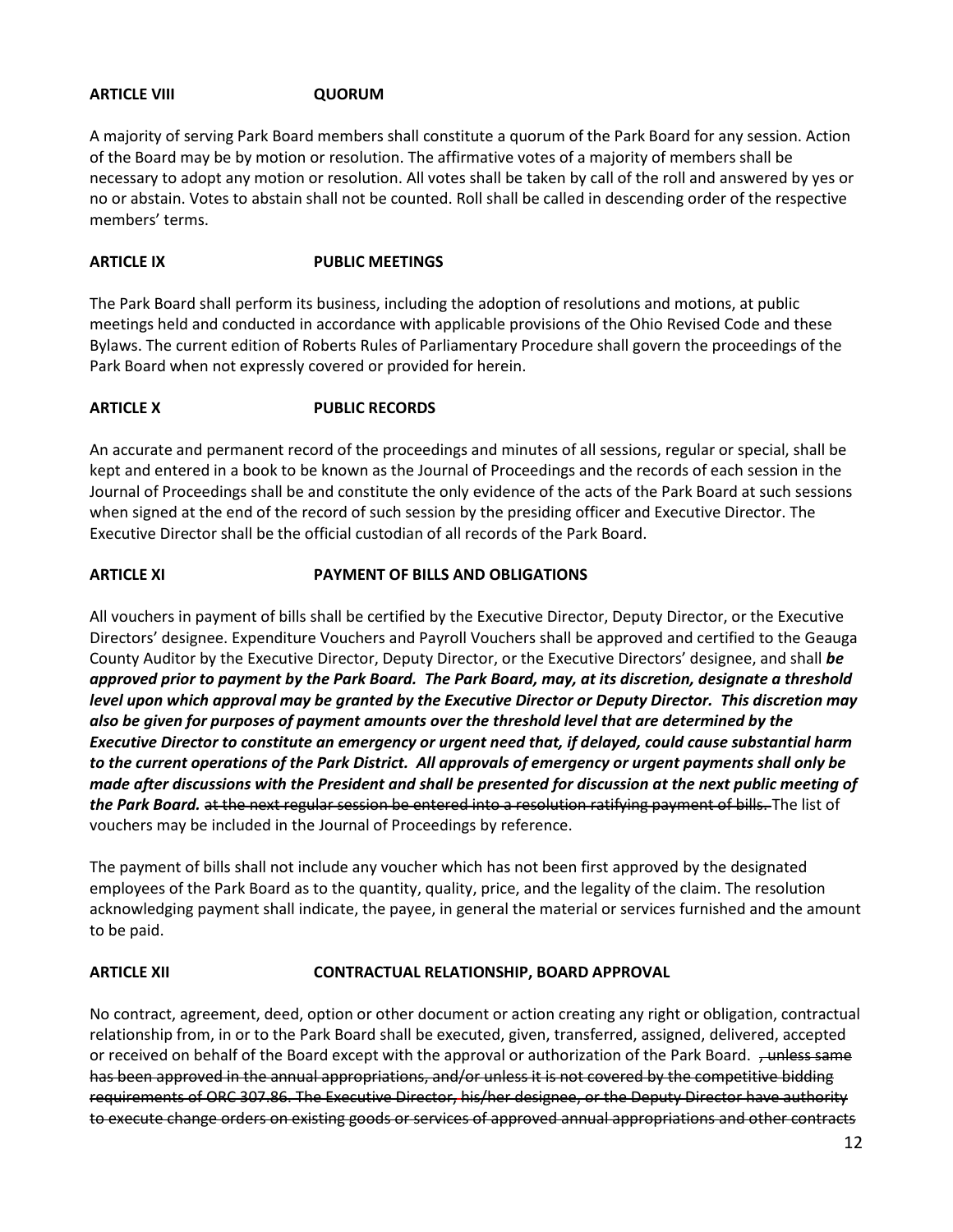**ARTICLE VIII QUORUM**

A majority of serving Park Board members shall constitute a quorum of the Park Board for any session. Action of the Board may be by motion or resolution. The affirmative votes of a majority of members shall be necessary to adopt any motion or resolution. All votes shall be taken by call of the roll and answered by yes or no or abstain. Votes to abstain shall not be counted. Roll shall be called in descending order of the respective members' terms.

**ARTICLE IX PUBLIC MEETINGS**

The Park Board shall perform its business, including the adoption of resolutions and motions, at public meetings held and conducted in accordance with applicable provisions of the Ohio Revised Code and these Bylaws. The current edition of Roberts Rules of Parliamentary Procedure shall govern the proceedings of the Park Board when not expressly covered or provided for herein.

**ARTICLE X PUBLIC RECORDS**

An accurate and permanent record of the proceedings and minutes of all sessions, regular or special, shall be kept and entered in a book to be known as the Journal of Proceedings and the records of each session in the Journal of Proceedings shall be and constitute the only evidence of the acts of the Park Board at such sessions when signed at the end of the record of such session by the presiding officer and Executive Director. The Executive Director shall be the official custodian of all records of the Park Board.

**ARTICLE XI PAYMENT OF BILLS AND OBLIGATIONS**

All vouchers in payment of bills shall be certified by the Executive Director, Deputy Director, or the Executive Directors' designee. Expenditure Vouchers and Payroll Vouchers shall be approved and certified to the Geauga County Auditor by the Executive Director, Deputy Director, or the Executive Directors' designee, and shall ***be approved prior to payment by the Park Board. The Park Board, may, at its discretion, designate a threshold level upon which approval may be granted by the Executive Director or Deputy Director. This discretion may also be given for purposes of payment amounts over the threshold level that are determined by the Executive Director to constitute an emergency or urgent need that, if delayed, could cause substantial harm to the current operations of the Park District. All approvals of emergency or urgent payments shall only be made after discussions with the President and shall be presented for discussion at the next public meeting of the Park Board.*** ~~at the next regular session be entered into a resolution ratifying payment of bills.~~ The list of vouchers may be included in the Journal of Proceedings by reference.

The payment of bills shall not include any voucher which has not been first approved by the designated employees of the Park Board as to the quantity, quality, price, and the legality of the claim. The resolution acknowledging payment shall indicate, the payee, in general the material or services furnished and the amount to be paid.

**ARTICLE XII CONTRACTUAL RELATIONSHIP, BOARD APPROVAL**

No contract, agreement, deed, option or other document or action creating any right or obligation, contractual relationship from, in or to the Park Board shall be executed, given, transferred, assigned, delivered, accepted or received on behalf of the Board except with the approval or authorization of the Park Board. ~~, unless same has been approved in the annual appropriations, and/or unless it is not covered by the competitive bidding requirements of ORC 307.86. The Executive Director, his/her designee, or the Deputy Director have authority to execute change orders on existing goods or services of approved annual appropriations and other contracts~~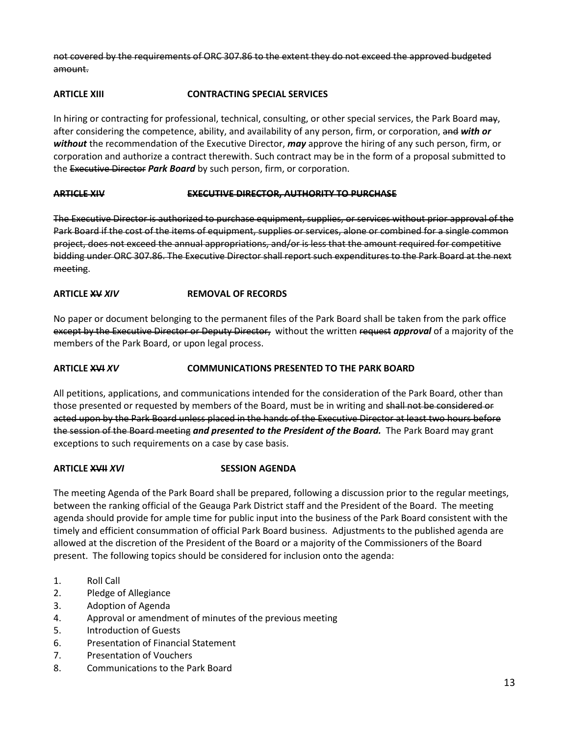~~not covered by the requirements of ORC 307.86 to the extent they do not exceed the approved budgeted amount.~~

**ARTICLE XIII CONTRACTING SPECIAL SERVICES**

In hiring or contracting for professional, technical, consulting, or other special services, the Park Board ~~may~~, after considering the competence, ability, and availability of any person, firm, or corporation, ~~and~~ ***with or without*** the recommendation of the Executive Director, ***may*** approve the hiring of any such person, firm, or corporation and authorize a contract therewith. Such contract may be in the form of a proposal submitted to the ~~Executive Director~~ ***Park Board*** by such person, firm, or corporation.

~~**ARTICLE XIV EXECUTIVE DIRECTOR, AUTHORITY TO PURCHASE**~~

~~The Executive Director is authorized to purchase equipment, supplies, or services without prior approval of the Park Board if the cost of the items of equipment, supplies or services, alone or combined for a single common project, does not exceed the annual appropriations, and/or is less that the amount required for competitive bidding under ORC 307.86. The Executive Director shall report such expenditures to the Park Board at the next meeting~~.

**ARTICLE ~~XV~~ *XIV* REMOVAL OF RECORDS**

No paper or document belonging to the permanent files of the Park Board shall be taken from the park office ~~except by the Executive Director or Deputy Director,~~ without the written ~~request~~ ***approval*** of a majority of the members of the Park Board, or upon legal process.

**ARTICLE ~~XVI~~ *XV* COMMUNICATIONS PRESENTED TO THE PARK BOARD**

All petitions, applications, and communications intended for the consideration of the Park Board, other than those presented or requested by members of the Board, must be in writing and ~~shall not be considered or acted upon by the Park Board unless placed in the hands of the Executive Director at least two hours before the session of the Board meeting~~ ***and presented to the President of the Board.*** The Park Board may grant exceptions to such requirements on a case by case basis.

**ARTICLE ~~XVII~~ *XVI* SESSION AGENDA**

The meeting Agenda of the Park Board shall be prepared, following a discussion prior to the regular meetings, between the ranking official of the Geauga Park District staff and the President of the Board. The meeting agenda should provide for ample time for public input into the business of the Park Board consistent with the timely and efficient consummation of official Park Board business. Adjustments to the published agenda are allowed at the discretion of the President of the Board or a majority of the Commissioners of the Board present. The following topics should be considered for inclusion onto the agenda:

1. Roll Call
2. Pledge of Allegiance
3. Adoption of Agenda
4. Approval or amendment of minutes of the previous meeting
5. Introduction of Guests
6. Presentation of Financial Statement
7. Presentation of Vouchers
8. Communications to the Park Board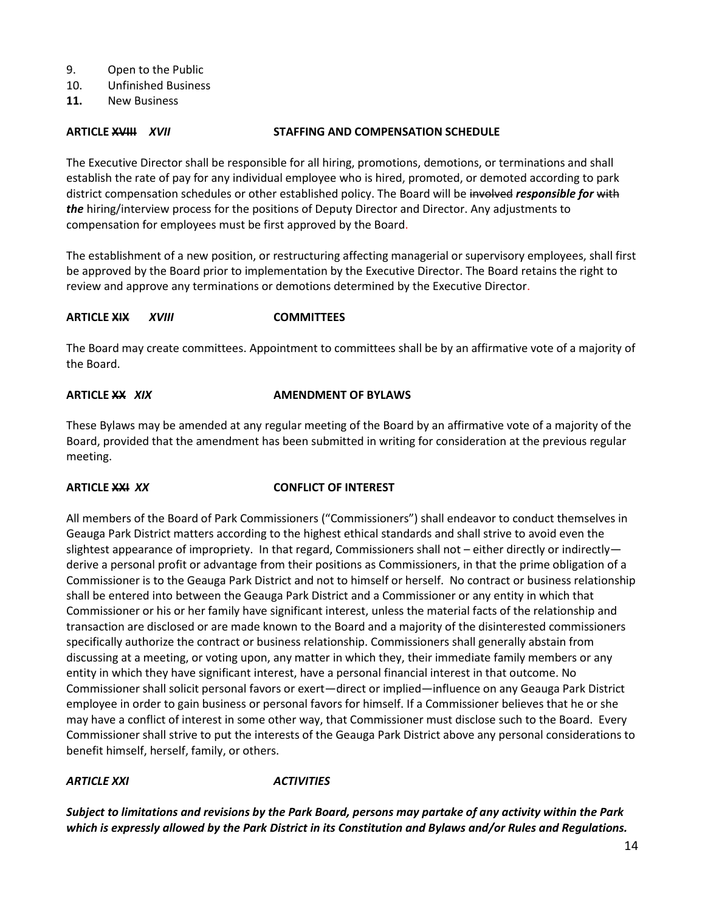9. Open to the Public
10. Unfinished Business
**11.** New Business

**ARTICLE ~~XVIII~~ *XVII* STAFFING AND COMPENSATION SCHEDULE**

The Executive Director shall be responsible for all hiring, promotions, demotions, or terminations and shall establish the rate of pay for any individual employee who is hired, promoted, or demoted according to park district compensation schedules or other established policy. The Board will be ~~involved~~ ***responsible for*** ~~with~~ ***the*** hiring/interview process for the positions of Deputy Director and Director. Any adjustments to compensation for employees must be first approved by the Board.

The establishment of a new position, or restructuring affecting managerial or supervisory employees, shall first be approved by the Board prior to implementation by the Executive Director. The Board retains the right to review and approve any terminations or demotions determined by the Executive Director.

**ARTICLE ~~XIX~~ *XVIII* COMMITTEES**

The Board may create committees. Appointment to committees shall be by an affirmative vote of a majority of the Board.

**ARTICLE ~~XX~~ *XIX* AMENDMENT OF BYLAWS**

These Bylaws may be amended at any regular meeting of the Board by an affirmative vote of a majority of the Board, provided that the amendment has been submitted in writing for consideration at the previous regular meeting.

**ARTICLE ~~XXI~~ *XX* CONFLICT OF INTEREST**

All members of the Board of Park Commissioners ("Commissioners") shall endeavor to conduct themselves in Geauga Park District matters according to the highest ethical standards and shall strive to avoid even the slightest appearance of impropriety. In that regard, Commissioners shall not – either directly or indirectly—derive a personal profit or advantage from their positions as Commissioners, in that the prime obligation of a Commissioner is to the Geauga Park District and not to himself or herself. No contract or business relationship shall be entered into between the Geauga Park District and a Commissioner or any entity in which that Commissioner or his or her family have significant interest, unless the material facts of the relationship and transaction are disclosed or are made known to the Board and a majority of the disinterested commissioners specifically authorize the contract or business relationship. Commissioners shall generally abstain from discussing at a meeting, or voting upon, any matter in which they, their immediate family members or any entity in which they have significant interest, have a personal financial interest in that outcome. No Commissioner shall solicit personal favors or exert—direct or implied—influence on any Geauga Park District employee in order to gain business or personal favors for himself. If a Commissioner believes that he or she may have a conflict of interest in some other way, that Commissioner must disclose such to the Board. Every Commissioner shall strive to put the interests of the Geauga Park District above any personal considerations to benefit himself, herself, family, or others.

***ARTICLE XXI ACTIVITIES***

***Subject to limitations and revisions by the Park Board, persons may partake of any activity within the Park which is expressly allowed by the Park District in its Constitution and Bylaws and/or Rules and Regulations.***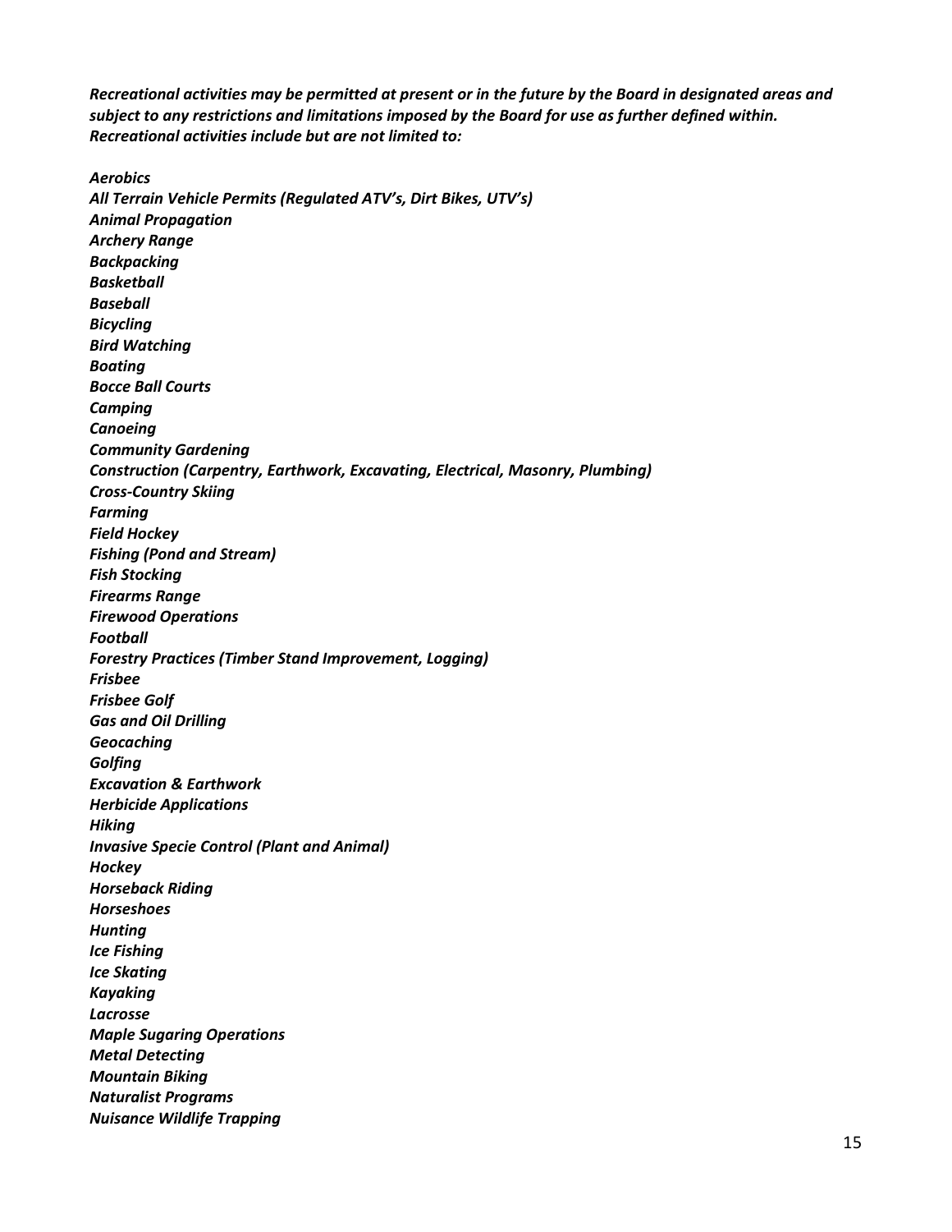***Recreational activities may be permitted at present or in the future by the Board in designated areas and subject to any restrictions and limitations imposed by the Board for use as further defined within. Recreational activities include but are not limited to:***

***Aerobics***  
***All Terrain Vehicle Permits (Regulated ATV's, Dirt Bikes, UTV's)***  
***Animal Propagation***  
***Archery Range***  
***Backpacking***  
***Basketball***  
***Baseball***  
***Bicycling***  
***Bird Watching***  
***Boating***  
***Bocce Ball Courts***  
***Camping***  
***Canoeing***  
***Community Gardening***  
***Construction (Carpentry, Earthwork, Excavating, Electrical, Masonry, Plumbing)***  
***Cross-Country Skiing***  
***Farming***  
***Field Hockey***  
***Fishing (Pond and Stream)***  
***Fish Stocking***  
***Firearms Range***  
***Firewood Operations***  
***Football***  
***Forestry Practices (Timber Stand Improvement, Logging)***  
***Frisbee***  
***Frisbee Golf***  
***Gas and Oil Drilling***  
***Geocaching***  
***Golfing***  
***Excavation & Earthwork***  
***Herbicide Applications***  
***Hiking***  
***Invasive Specie Control (Plant and Animal)***  
***Hockey***  
***Horseback Riding***  
***Horseshoes***  
***Hunting***  
***Ice Fishing***  
***Ice Skating***  
***Kayaking***  
***Lacrosse***  
***Maple Sugaring Operations***  
***Metal Detecting***  
***Mountain Biking***  
***Naturalist Programs***  
***Nuisance Wildlife Trapping***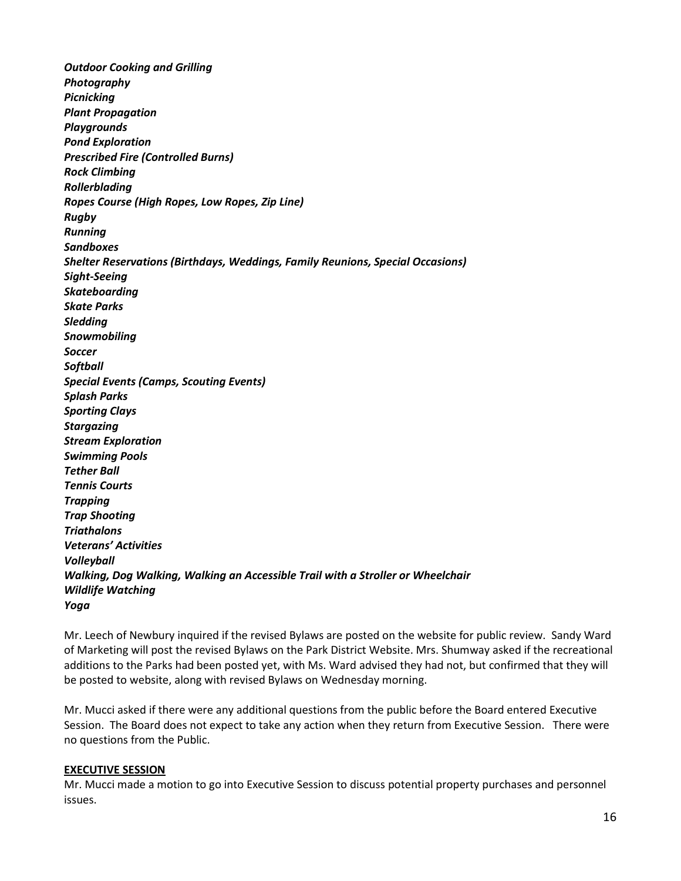***Outdoor Cooking and Grilling***
***Photography***
***Picnicking***
***Plant Propagation***
***Playgrounds***
***Pond Exploration***
***Prescribed Fire (Controlled Burns)***
***Rock Climbing***
***Rollerblading***
***Ropes Course (High Ropes, Low Ropes, Zip Line)***
***Rugby***
***Running***
***Sandboxes***
***Shelter Reservations (Birthdays, Weddings, Family Reunions, Special Occasions)***
***Sight-Seeing***
***Skateboarding***
***Skate Parks***
***Sledding***
***Snowmobiling***
***Soccer***
***Softball***
***Special Events (Camps, Scouting Events)***
***Splash Parks***
***Sporting Clays***
***Stargazing***
***Stream Exploration***
***Swimming Pools***
***Tether Ball***
***Tennis Courts***
***Trapping***
***Trap Shooting***
***Triathalons***
***Veterans' Activities***
***Volleyball***
***Walking, Dog Walking, Walking an Accessible Trail with a Stroller or Wheelchair***
***Wildlife Watching***
***Yoga***

Mr. Leech of Newbury inquired if the revised Bylaws are posted on the website for public review. Sandy Ward of Marketing will post the revised Bylaws on the Park District Website. Mrs. Shumway asked if the recreational additions to the Parks had been posted yet, with Ms. Ward advised they had not, but confirmed that they will be posted to website, along with revised Bylaws on Wednesday morning.

Mr. Mucci asked if there were any additional questions from the public before the Board entered Executive Session. The Board does not expect to take any action when they return from Executive Session. There were no questions from the Public.

**EXECUTIVE SESSION**

Mr. Mucci made a motion to go into Executive Session to discuss potential property purchases and personnel issues.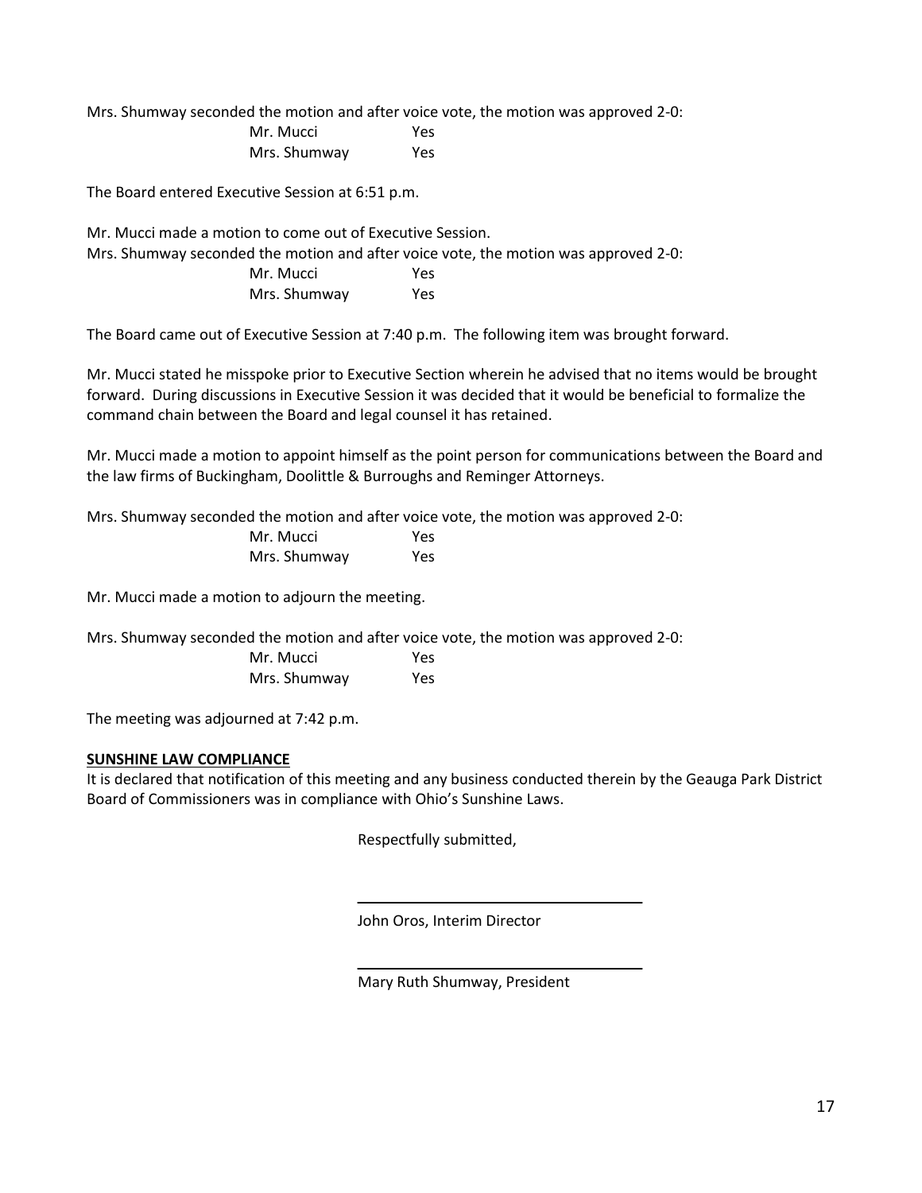Mrs. Shumway seconded the motion and after voice vote, the motion was approved 2-0:

| | |
|---|---|
| Mr. Mucci | Yes |
| Mrs. Shumway | Yes |

The Board entered Executive Session at 6:51 p.m.

Mr. Mucci made a motion to come out of Executive Session.
Mrs. Shumway seconded the motion and after voice vote, the motion was approved 2-0:

| | |
|---|---|
| Mr. Mucci | Yes |
| Mrs. Shumway | Yes |

The Board came out of Executive Session at 7:40 p.m. The following item was brought forward.

Mr. Mucci stated he misspoke prior to Executive Section wherein he advised that no items would be brought forward. During discussions in Executive Session it was decided that it would be beneficial to formalize the command chain between the Board and legal counsel it has retained.

Mr. Mucci made a motion to appoint himself as the point person for communications between the Board and the law firms of Buckingham, Doolittle & Burroughs and Reminger Attorneys.

Mrs. Shumway seconded the motion and after voice vote, the motion was approved 2-0:

| | |
|---|---|
| Mr. Mucci | Yes |
| Mrs. Shumway | Yes |

Mr. Mucci made a motion to adjourn the meeting.

Mrs. Shumway seconded the motion and after voice vote, the motion was approved 2-0:

| | |
|---|---|
| Mr. Mucci | Yes |
| Mrs. Shumway | Yes |

The meeting was adjourned at 7:42 p.m.

**SUNSHINE LAW COMPLIANCE**

It is declared that notification of this meeting and any business conducted therein by the Geauga Park District Board of Commissioners was in compliance with Ohio's Sunshine Laws.

Respectfully submitted,

\_\_\_\_\_\_\_\_\_\_\_\_\_\_\_\_\_\_\_\_\_\_\_\_\_\_\_\_\_\_\_\_\_\_\_

John Oros, Interim Director

\_\_\_\_\_\_\_\_\_\_\_\_\_\_\_\_\_\_\_\_\_\_\_\_\_\_\_\_\_\_\_\_\_\_\_

Mary Ruth Shumway, President